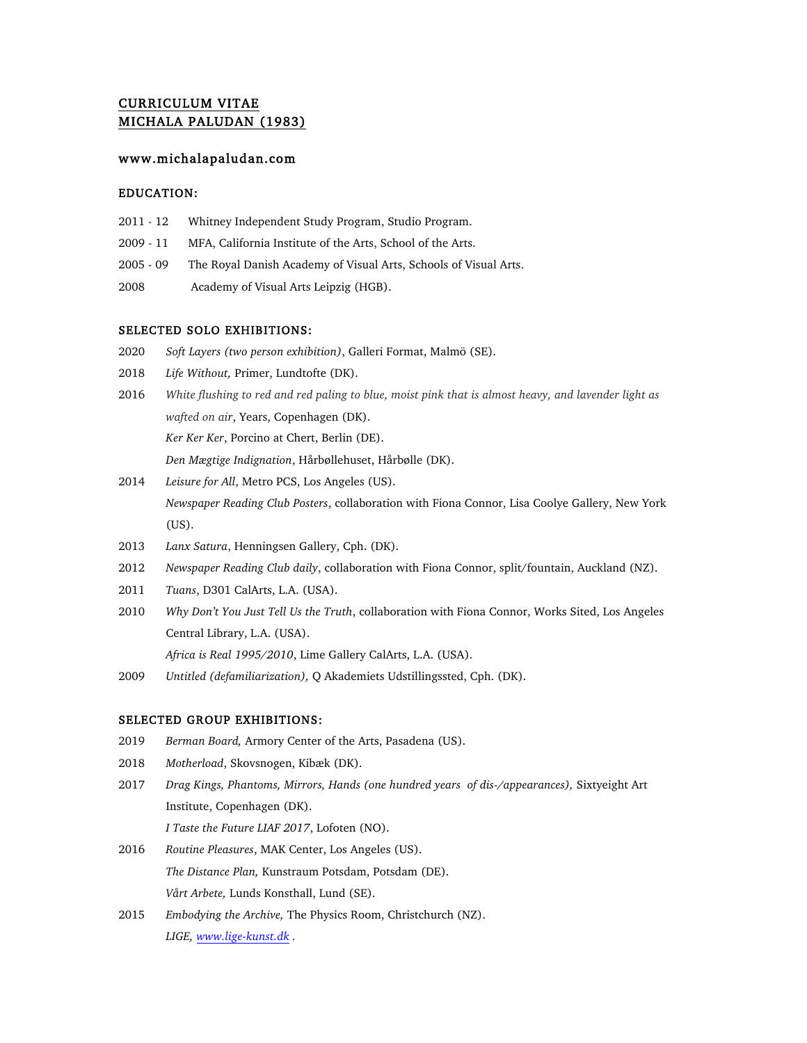# CURRICULUM VITAE
# MICHALA PALUDAN (1983)

www.michalapaludan.com

## EDUCATION:

2011 - 12 Whitney Independent Study Program, Studio Program.

2009 - 11 MFA, California Institute of the Arts, School of the Arts.

2005 - 09 The Royal Danish Academy of Visual Arts, Schools of Visual Arts.

2008 Academy of Visual Arts Leipzig (HGB).

## SELECTED SOLO EXHIBITIONS:

2020 *Soft Layers (two person exhibition)*, Galleri Format, Malmö (SE).

2018 *Life Without,* Primer, Lundtofte (DK).

2016 *White flushing to red and red paling to blue, moist pink that is almost heavy, and lavender light as wafted on air*, Years, Copenhagen (DK).
*Ker Ker Ker*, Porcino at Chert, Berlin (DE).
*Den Mægtige Indignation*, Hårbøllehuset, Hårbølle (DK).

2014 *Leisure for All*, Metro PCS, Los Angeles (US).
*Newspaper Reading Club Posters*, collaboration with Fiona Connor, Lisa Coolye Gallery, New York (US).

2013 *Lanx Satura*, Henningsen Gallery, Cph. (DK).

2012 *Newspaper Reading Club daily*, collaboration with Fiona Connor, split/fountain, Auckland (NZ).

2011 *Tuans*, D301 CalArts, L.A. (USA).

2010 *Why Don't You Just Tell Us the Truth*, collaboration with Fiona Connor, Works Sited, Los Angeles Central Library, L.A. (USA).
*Africa is Real 1995/2010*, Lime Gallery CalArts, L.A. (USA).

2009 *Untitled (defamiliarization),* Q Akademiets Udstillingssted, Cph. (DK).

## SELECTED GROUP EXHIBITIONS:

2019 *Berman Board,* Armory Center of the Arts, Pasadena (US).

2018 *Motherload*, Skovsnogen, Kibæk (DK).

2017 *Drag Kings, Phantoms, Mirrors, Hands (one hundred years of dis-/appearances),* Sixtyeight Art Institute, Copenhagen (DK).
*I Taste the Future LIAF 2017*, Lofoten (NO).

2016 *Routine Pleasures*, MAK Center, Los Angeles (US).
*The Distance Plan,* Kunstraum Potsdam, Potsdam (DE).
*Vårt Arbete,* Lunds Konsthall, Lund (SE).

2015 *Embodying the Archive,* The Physics Room, Christchurch (NZ).
*LIGE, www.lige-kunst.dk* .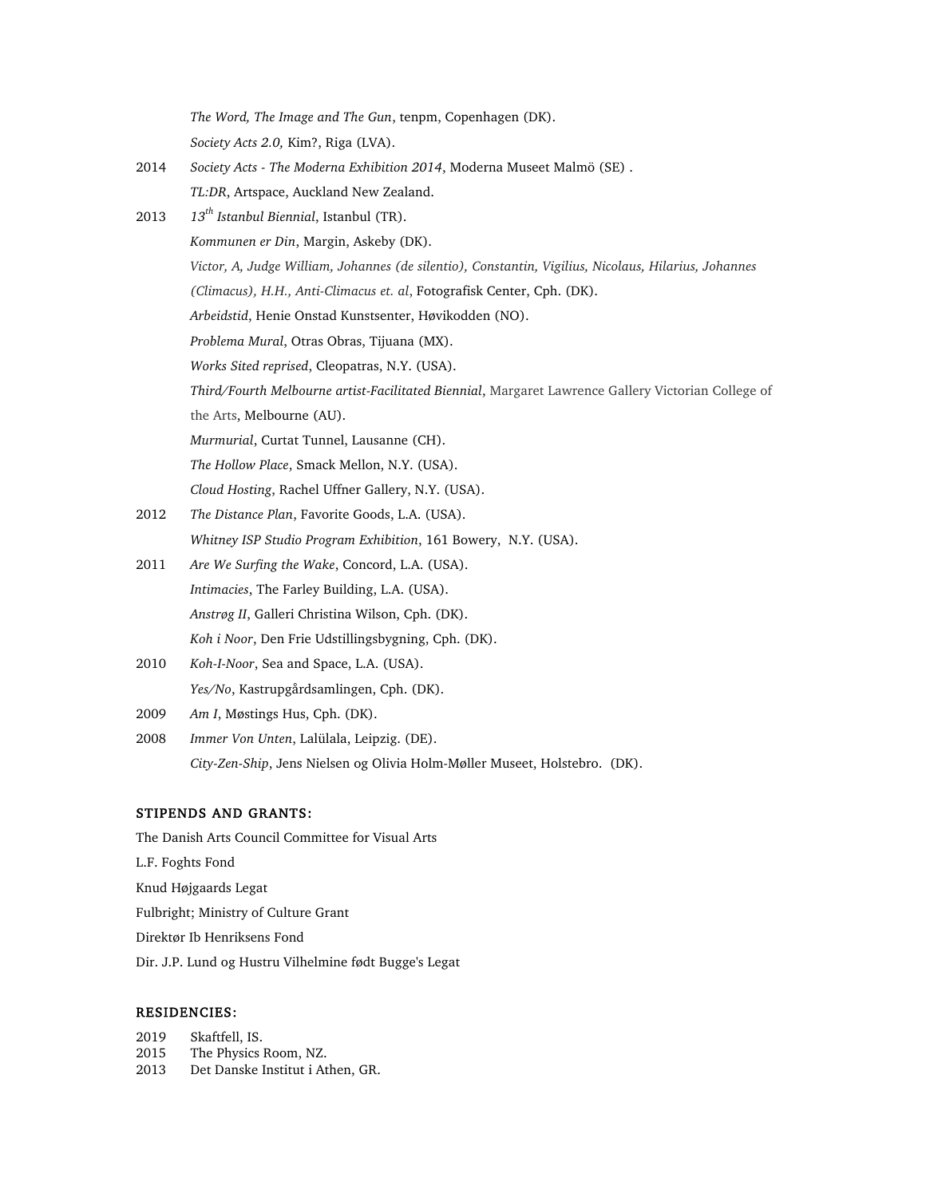*The Word, The Image and The Gun*, tenpm, Copenhagen (DK).

*Society Acts 2.0,* Kim?, Riga (LVA).

2014 *Society Acts - The Moderna Exhibition 2014*, Moderna Museet Malmö (SE) .

*TL:DR*, Artspace, Auckland New Zealand.

2013 *13th Istanbul Biennial*, Istanbul (TR).

*Kommunen er Din*, Margin, Askeby (DK).

*Victor, A, Judge William, Johannes (de silentio), Constantin, Vigilius, Nicolaus, Hilarius, Johannes (Climacus), H.H., Anti-Climacus et. al*, Fotografisk Center, Cph. (DK).

*Arbeidstid*, Henie Onstad Kunstsenter, Høvikodden (NO).

*Problema Mural*, Otras Obras, Tijuana (MX).

*Works Sited reprised*, Cleopatras, N.Y. (USA).

*Third/Fourth Melbourne artist-Facilitated Biennial*, Margaret Lawrence Gallery Victorian College of the Arts, Melbourne (AU).

*Murmurial*, Curtat Tunnel, Lausanne (CH).

*The Hollow Place*, Smack Mellon, N.Y. (USA).

*Cloud Hosting*, Rachel Uffner Gallery, N.Y. (USA).

2012 *The Distance Plan*, Favorite Goods, L.A. (USA).

*Whitney ISP Studio Program Exhibition*, 161 Bowery, N.Y. (USA).

2011 *Are We Surfing the Wake*, Concord, L.A. (USA).

*Intimacies*, The Farley Building, L.A. (USA).

*Anstrøg II*, Galleri Christina Wilson, Cph. (DK).

*Koh i Noor*, Den Frie Udstillingsbygning, Cph. (DK).

2010 *Koh-I-Noor*, Sea and Space, L.A. (USA).

*Yes/No*, Kastrupgårdsamlingen, Cph. (DK).

2009 *Am I*, Møstings Hus, Cph. (DK).

2008 *Immer Von Unten*, Lalülala, Leipzig. (DE).

*City-Zen-Ship*, Jens Nielsen og Olivia Holm-Møller Museet, Holstebro. (DK).

## STIPENDS AND GRANTS:

The Danish Arts Council Committee for Visual Arts

L.F. Foghts Fond

Knud Højgaards Legat

Fulbright; Ministry of Culture Grant

Direktør Ib Henriksens Fond

Dir. J.P. Lund og Hustru Vilhelmine født Bugge's Legat

## RESIDENCIES:

2019 Skaftfell, IS.

2015 The Physics Room, NZ.

2013 Det Danske Institut i Athen, GR.